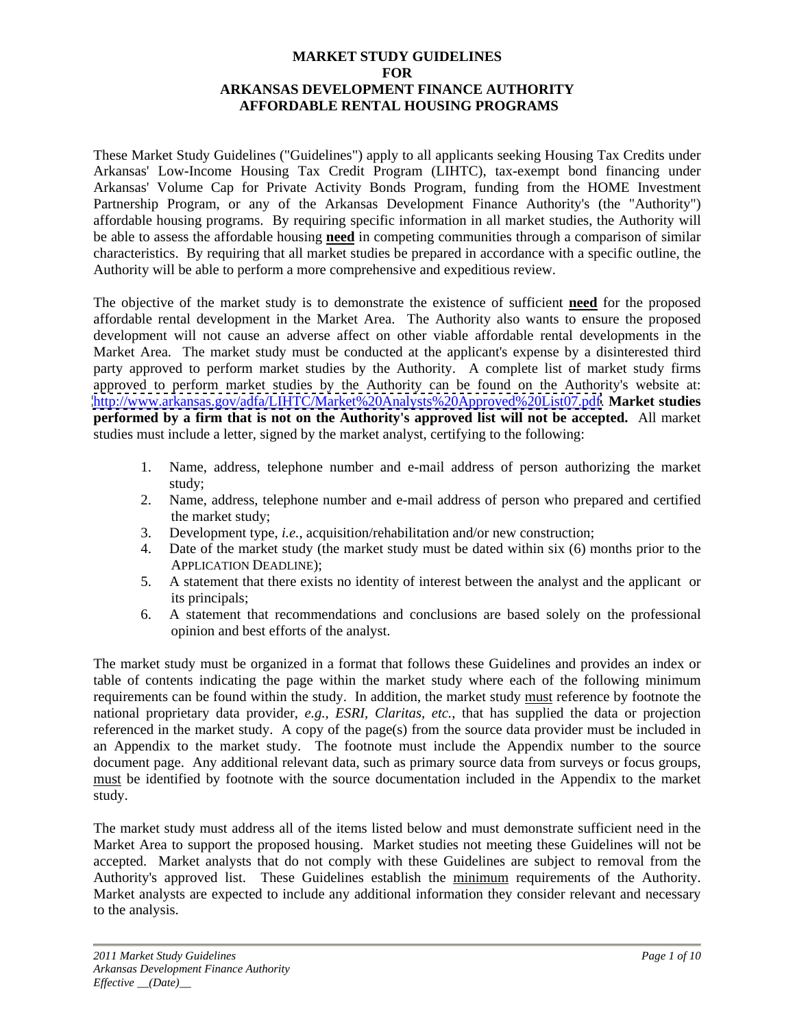# MARKET STUDY GUIDELINES FOR ARKANSAS DEVELOPMENT FINANCE AUTHORITY AFFORDABLE RENTAL HOUSING PROGRAMS

These Market Study Guidelines ("Guidelines") apply to all applicants seeking Housing Tax Credits under Arkansas' Low-Income Housing Tax Credit Program (LIHTC), tax-exempt bond financing under Arkansas' Volume Cap for Private Activity Bonds Program, funding from the HOME Investment Partnership Program, or any of the Arkansas Development Finance Authority's (the "Authority") affordable housing programs. By requiring specific information in all market studies, the Authority will be able to assess the affordable housing **need** in competing communities through a comparison of similar characteristics. By requiring that all market studies be prepared in accordance with a specific outline, the Authority will be able to perform a more comprehensive and expeditious review.

The objective of the market study is to demonstrate the existence of sufficient **need** for the proposed affordable rental development in the Market Area. The Authority also wants to ensure the proposed development will not cause an adverse affect on other viable affordable rental developments in the Market Area. The market study must be conducted at the applicant's expense by a disinterested third party approved to perform market studies by the Authority. A complete list of market study firms approved to perform market studies by the Authority can be found on the Authority's website at: http://www.arkansas.gov/adfa/LIHTC/Market%20Analysts%20Approved%20List07.pdf. **Market studies performed by a firm that is not on the Authority's approved list will not be accepted.** All market studies must include a letter, signed by the market analyst, certifying to the following:

1. Name, address, telephone number and e-mail address of person authorizing the market study;
2. Name, address, telephone number and e-mail address of person who prepared and certified the market study;
3. Development type, *i.e.*, acquisition/rehabilitation and/or new construction;
4. Date of the market study (the market study must be dated within six (6) months prior to the APPLICATION DEADLINE);
5. A statement that there exists no identity of interest between the analyst and the applicant or its principals;
6. A statement that recommendations and conclusions are based solely on the professional opinion and best efforts of the analyst.

The market study must be organized in a format that follows these Guidelines and provides an index or table of contents indicating the page within the market study where each of the following minimum requirements can be found within the study. In addition, the market study must reference by footnote the national proprietary data provider, *e.g., ESRI, Claritas, etc.*, that has supplied the data or projection referenced in the market study. A copy of the page(s) from the source data provider must be included in an Appendix to the market study. The footnote must include the Appendix number to the source document page. Any additional relevant data, such as primary source data from surveys or focus groups, must be identified by footnote with the source documentation included in the Appendix to the market study.

The market study must address all of the items listed below and must demonstrate sufficient need in the Market Area to support the proposed housing. Market studies not meeting these Guidelines will not be accepted. Market analysts that do not comply with these Guidelines are subject to removal from the Authority's approved list. These Guidelines establish the minimum requirements of the Authority. Market analysts are expected to include any additional information they consider relevant and necessary to the analysis.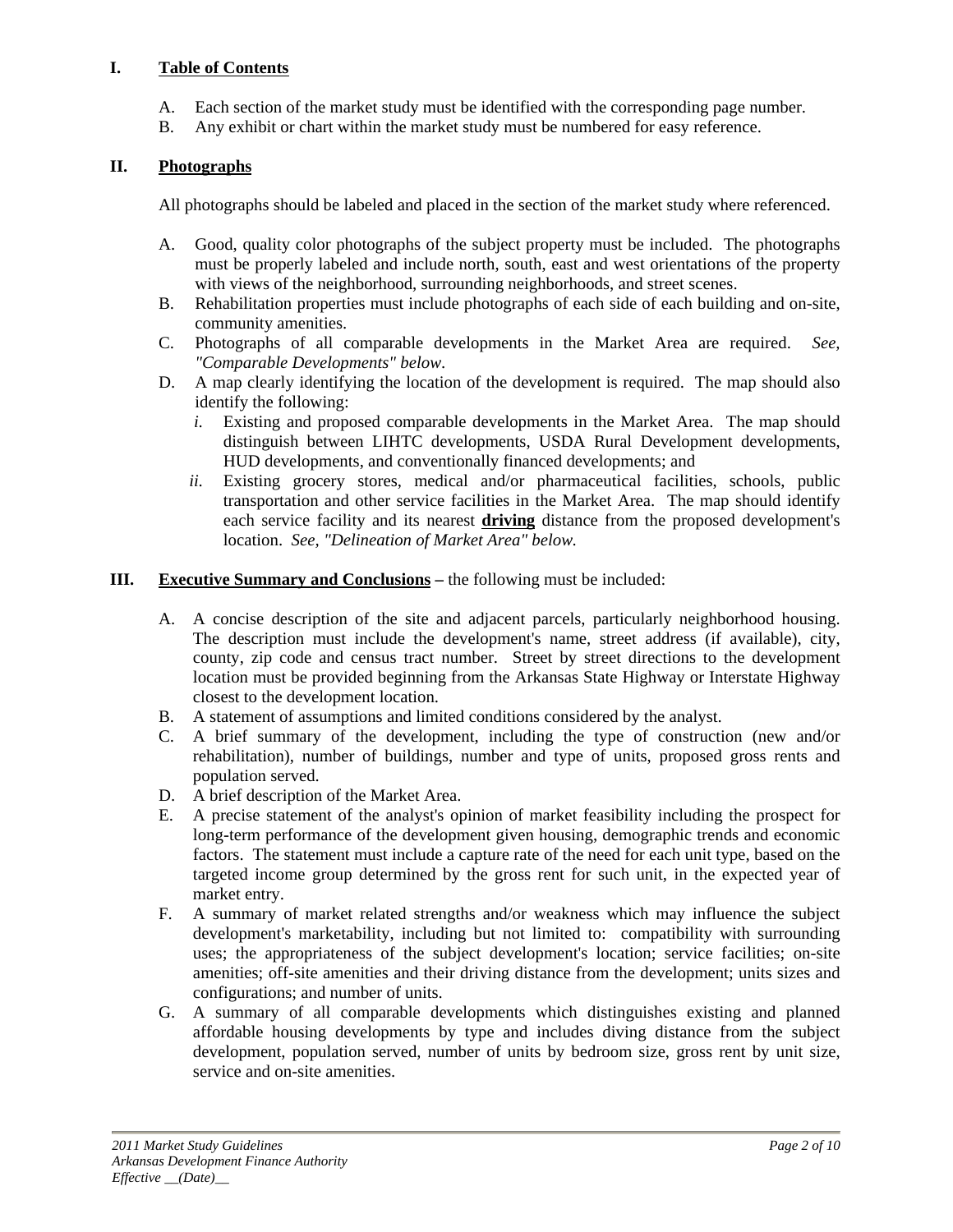## I. Table of Contents

A. Each section of the market study must be identified with the corresponding page number.
B. Any exhibit or chart within the market study must be numbered for easy reference.

## II. Photographs

All photographs should be labeled and placed in the section of the market study where referenced.

A. Good, quality color photographs of the subject property must be included. The photographs must be properly labeled and include north, south, east and west orientations of the property with views of the neighborhood, surrounding neighborhoods, and street scenes.
B. Rehabilitation properties must include photographs of each side of each building and on-site, community amenities.
C. Photographs of all comparable developments in the Market Area are required. *See, "Comparable Developments" below.*
D. A map clearly identifying the location of the development is required. The map should also identify the following:
   *i.* Existing and proposed comparable developments in the Market Area. The map should distinguish between LIHTC developments, USDA Rural Development developments, HUD developments, and conventionally financed developments; and
   *ii.* Existing grocery stores, medical and/or pharmaceutical facilities, schools, public transportation and other service facilities in the Market Area. The map should identify each service facility and its nearest **driving** distance from the proposed development's location. *See, "Delineation of Market Area" below.*

## III. Executive Summary and Conclusions – the following must be included:

A. A concise description of the site and adjacent parcels, particularly neighborhood housing. The description must include the development's name, street address (if available), city, county, zip code and census tract number. Street by street directions to the development location must be provided beginning from the Arkansas State Highway or Interstate Highway closest to the development location.
B. A statement of assumptions and limited conditions considered by the analyst.
C. A brief summary of the development, including the type of construction (new and/or rehabilitation), number of buildings, number and type of units, proposed gross rents and population served.
D. A brief description of the Market Area.
E. A precise statement of the analyst's opinion of market feasibility including the prospect for long-term performance of the development given housing, demographic trends and economic factors. The statement must include a capture rate of the need for each unit type, based on the targeted income group determined by the gross rent for such unit, in the expected year of market entry.
F. A summary of market related strengths and/or weakness which may influence the subject development's marketability, including but not limited to: compatibility with surrounding uses; the appropriateness of the subject development's location; service facilities; on-site amenities; off-site amenities and their driving distance from the development; units sizes and configurations; and number of units.
G. A summary of all comparable developments which distinguishes existing and planned affordable housing developments by type and includes diving distance from the subject development, population served, number of units by bedroom size, gross rent by unit size, service and on-site amenities.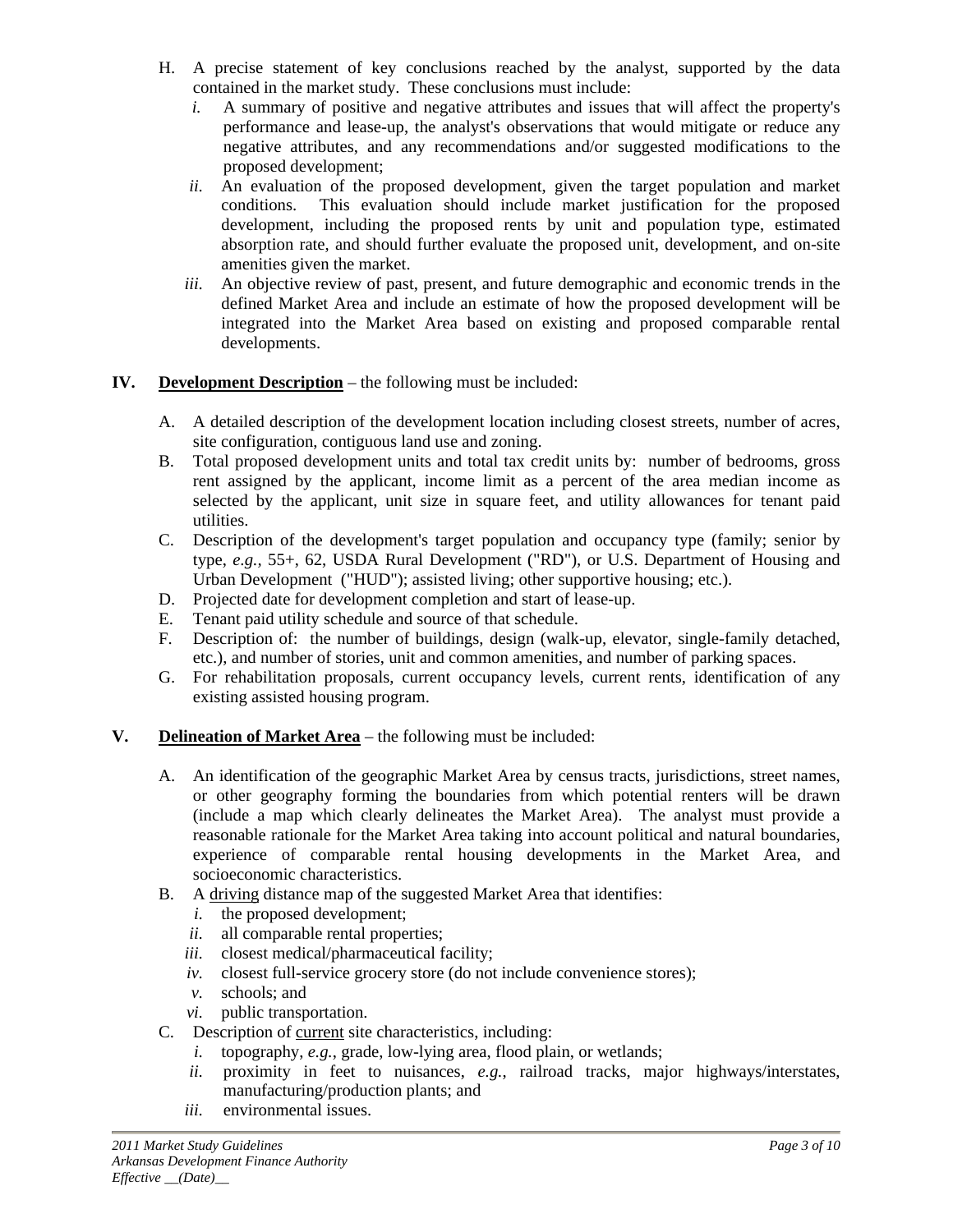H. A precise statement of key conclusions reached by the analyst, supported by the data contained in the market study. These conclusions must include:
   *i.* A summary of positive and negative attributes and issues that will affect the property's performance and lease-up, the analyst's observations that would mitigate or reduce any negative attributes, and any recommendations and/or suggested modifications to the proposed development;
   *ii.* An evaluation of the proposed development, given the target population and market conditions. This evaluation should include market justification for the proposed development, including the proposed rents by unit and population type, estimated absorption rate, and should further evaluate the proposed unit, development, and on-site amenities given the market.
   *iii.* An objective review of past, present, and future demographic and economic trends in the defined Market Area and include an estimate of how the proposed development will be integrated into the Market Area based on existing and proposed comparable rental developments.

**IV. <u>Development Description</u>** – the following must be included:

A. A detailed description of the development location including closest streets, number of acres, site configuration, contiguous land use and zoning.
B. Total proposed development units and total tax credit units by: number of bedrooms, gross rent assigned by the applicant, income limit as a percent of the area median income as selected by the applicant, unit size in square feet, and utility allowances for tenant paid utilities.
C. Description of the development's target population and occupancy type (family; senior by type, *e.g.,* 55+, 62, USDA Rural Development ("RD"), or U.S. Department of Housing and Urban Development ("HUD"); assisted living; other supportive housing; etc.).
D. Projected date for development completion and start of lease-up.
E. Tenant paid utility schedule and source of that schedule.
F. Description of: the number of buildings, design (walk-up, elevator, single-family detached, etc.), and number of stories, unit and common amenities, and number of parking spaces.
G. For rehabilitation proposals, current occupancy levels, current rents, identification of any existing assisted housing program.

**V. <u>Delineation of Market Area</u>** – the following must be included:

A. An identification of the geographic Market Area by census tracts, jurisdictions, street names, or other geography forming the boundaries from which potential renters will be drawn (include a map which clearly delineates the Market Area). The analyst must provide a reasonable rationale for the Market Area taking into account political and natural boundaries, experience of comparable rental housing developments in the Market Area, and socioeconomic characteristics.
B. A <u>driving</u> distance map of the suggested Market Area that identifies:
   *i.* the proposed development;
   *ii.* all comparable rental properties;
   *iii.* closest medical/pharmaceutical facility;
   *iv.* closest full-service grocery store (do not include convenience stores);
   *v.* schools; and
   *vi.* public transportation.
C. Description of <u>current</u> site characteristics, including:
   *i.* topography, *e.g.*, grade, low-lying area, flood plain, or wetlands;
   *ii.* proximity in feet to nuisances, *e.g.*, railroad tracks, major highways/interstates, manufacturing/production plants; and
   *iii.* environmental issues.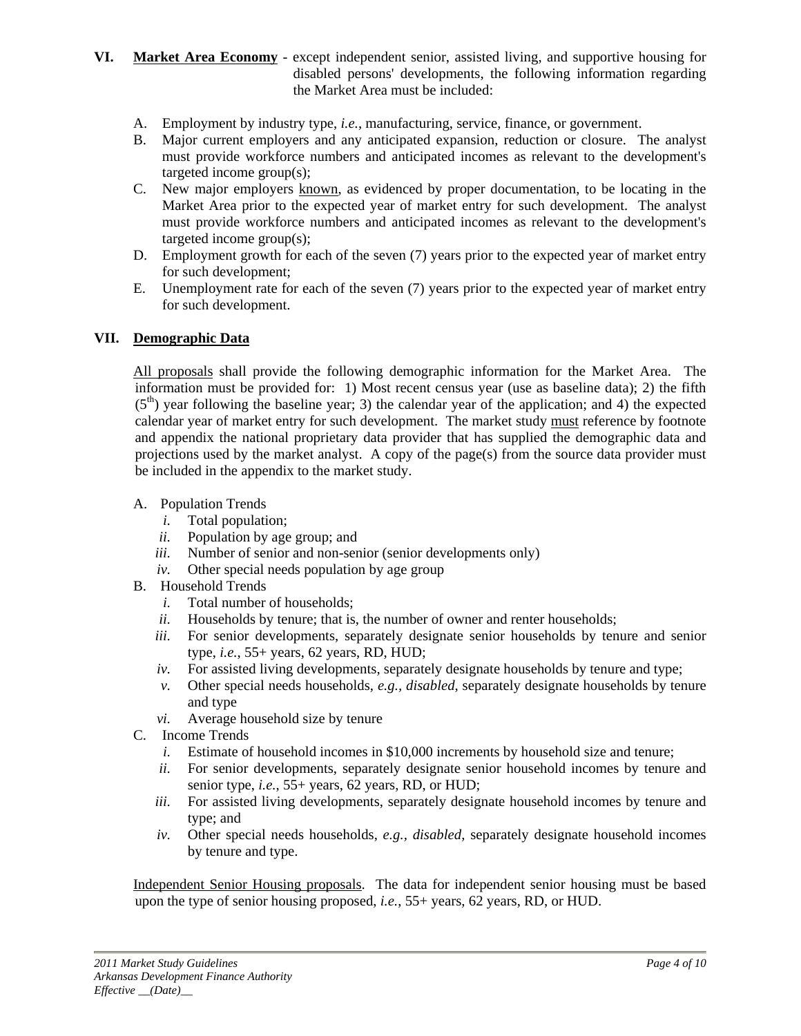**VI. Market Area Economy** - except independent senior, assisted living, and supportive housing for disabled persons' developments, the following information regarding the Market Area must be included:

A. Employment by industry type, *i.e.*, manufacturing, service, finance, or government.
B. Major current employers and any anticipated expansion, reduction or closure. The analyst must provide workforce numbers and anticipated incomes as relevant to the development's targeted income group(s);
C. New major employers known, as evidenced by proper documentation, to be locating in the Market Area prior to the expected year of market entry for such development. The analyst must provide workforce numbers and anticipated incomes as relevant to the development's targeted income group(s);
D. Employment growth for each of the seven (7) years prior to the expected year of market entry for such development;
E. Unemployment rate for each of the seven (7) years prior to the expected year of market entry for such development.

**VII. Demographic Data**

All proposals shall provide the following demographic information for the Market Area. The information must be provided for: 1) Most recent census year (use as baseline data); 2) the fifth (5th) year following the baseline year; 3) the calendar year of the application; and 4) the expected calendar year of market entry for such development. The market study must reference by footnote and appendix the national proprietary data provider that has supplied the demographic data and projections used by the market analyst. A copy of the page(s) from the source data provider must be included in the appendix to the market study.

A. Population Trends
   *i.* Total population;
   *ii.* Population by age group; and
   *iii.* Number of senior and non-senior (senior developments only)
   *iv.* Other special needs population by age group
B. Household Trends
   *i.* Total number of households;
   *ii.* Households by tenure; that is, the number of owner and renter households;
   *iii.* For senior developments, separately designate senior households by tenure and senior type, *i.e.*, 55+ years, 62 years, RD, HUD;
   *iv.* For assisted living developments, separately designate households by tenure and type;
   *v.* Other special needs households, *e.g., disabled*, separately designate households by tenure and type
   *vi.* Average household size by tenure
C. Income Trends
   *i.* Estimate of household incomes in $10,000 increments by household size and tenure;
   *ii.* For senior developments, separately designate senior household incomes by tenure and senior type, *i.e.*, 55+ years, 62 years, RD, or HUD;
   *iii.* For assisted living developments, separately designate household incomes by tenure and type; and
   *iv.* Other special needs households, *e.g., disabled*, separately designate household incomes by tenure and type.

Independent Senior Housing proposals. The data for independent senior housing must be based upon the type of senior housing proposed, *i.e.*, 55+ years, 62 years, RD, or HUD.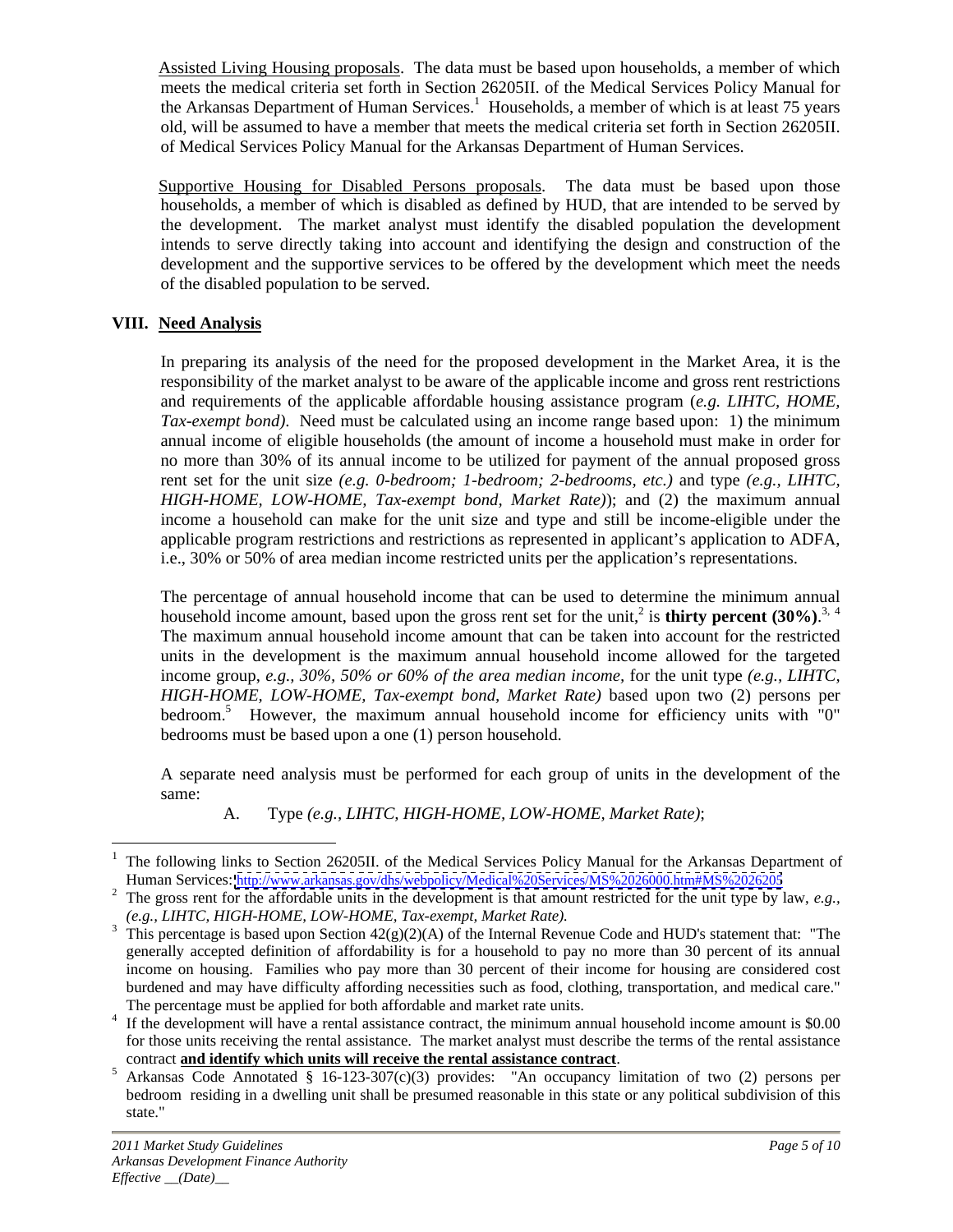Assisted Living Housing proposals. The data must be based upon households, a member of which meets the medical criteria set forth in Section 26205II. of the Medical Services Policy Manual for the Arkansas Department of Human Services.[1] Households, a member of which is at least 75 years old, will be assumed to have a member that meets the medical criteria set forth in Section 26205II. of Medical Services Policy Manual for the Arkansas Department of Human Services.

Supportive Housing for Disabled Persons proposals. The data must be based upon those households, a member of which is disabled as defined by HUD, that are intended to be served by the development. The market analyst must identify the disabled population the development intends to serve directly taking into account and identifying the design and construction of the development and the supportive services to be offered by the development which meet the needs of the disabled population to be served.

## VIII. Need Analysis

In preparing its analysis of the need for the proposed development in the Market Area, it is the responsibility of the market analyst to be aware of the applicable income and gross rent restrictions and requirements of the applicable affordable housing assistance program (*e.g. LIHTC, HOME, Tax-exempt bond)*. Need must be calculated using an income range based upon: 1) the minimum annual income of eligible households (the amount of income a household must make in order for no more than 30% of its annual income to be utilized for payment of the annual proposed gross rent set for the unit size *(e.g. 0-bedroom; 1-bedroom; 2-bedrooms, etc.)* and type *(e.g., LIHTC, HIGH-HOME, LOW-HOME, Tax-exempt bond, Market Rate)*); and (2) the maximum annual income a household can make for the unit size and type and still be income-eligible under the applicable program restrictions and restrictions as represented in applicant's application to ADFA, i.e., 30% or 50% of area median income restricted units per the application's representations.

The percentage of annual household income that can be used to determine the minimum annual household income amount, based upon the gross rent set for the unit,[2] is **thirty percent (30%)**.[3, 4] The maximum annual household income amount that can be taken into account for the restricted units in the development is the maximum annual household income allowed for the targeted income group, *e.g., 30%, 50% or 60% of the area median income*, for the unit type *(e.g., LIHTC, HIGH-HOME, LOW-HOME, Tax-exempt bond, Market Rate)* based upon two (2) persons per bedroom.[5] However, the maximum annual household income for efficiency units with "0" bedrooms must be based upon a one (1) person household.

A separate need analysis must be performed for each group of units in the development of the same:

A. Type *(e.g., LIHTC, HIGH-HOME, LOW-HOME, Market Rate)*;

---

[1] The following links to Section 26205II. of the Medical Services Policy Manual for the Arkansas Department of Human Services: http://www.arkansas.gov/dhs/webpolicy/Medical%20Services/MS%2026000.htm#MS%2026205

[2] The gross rent for the affordable units in the development is that amount restricted for the unit type by law, *e.g., (e.g., LIHTC, HIGH-HOME, LOW-HOME, Tax-exempt, Market Rate).*

[3] This percentage is based upon Section 42(g)(2)(A) of the Internal Revenue Code and HUD's statement that: "The generally accepted definition of affordability is for a household to pay no more than 30 percent of its annual income on housing. Families who pay more than 30 percent of their income for housing are considered cost burdened and may have difficulty affording necessities such as food, clothing, transportation, and medical care." The percentage must be applied for both affordable and market rate units.

[4] If the development will have a rental assistance contract, the minimum annual household income amount is $0.00 for those units receiving the rental assistance. The market analyst must describe the terms of the rental assistance contract **and identify which units will receive the rental assistance contract**.

[5] Arkansas Code Annotated § 16-123-307(c)(3) provides: "An occupancy limitation of two (2) persons per bedroom residing in a dwelling unit shall be presumed reasonable in this state or any political subdivision of this state."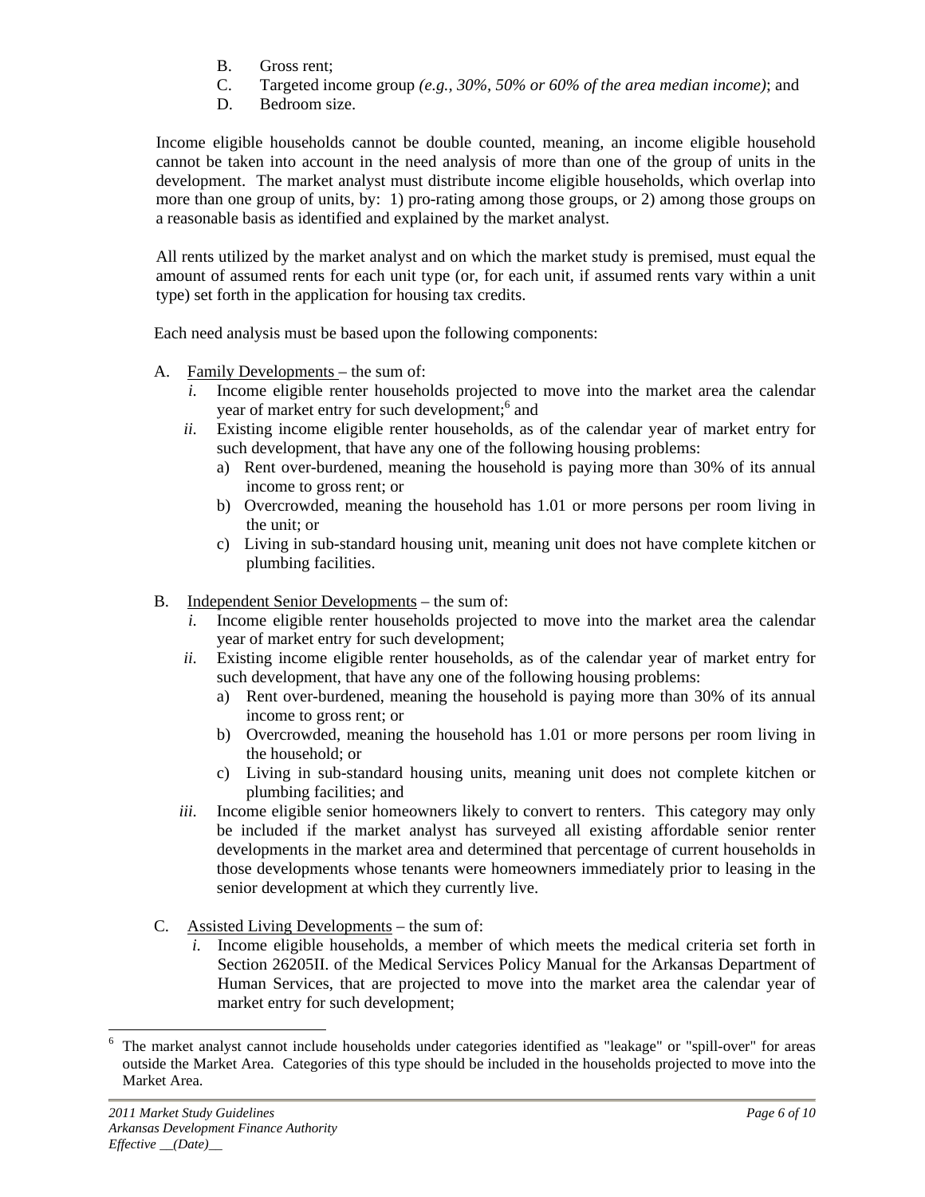B. Gross rent;
C. Targeted income group *(e.g., 30%, 50% or 60% of the area median income)*; and
D. Bedroom size.

Income eligible households cannot be double counted, meaning, an income eligible household cannot be taken into account in the need analysis of more than one of the group of units in the development. The market analyst must distribute income eligible households, which overlap into more than one group of units, by: 1) pro-rating among those groups, or 2) among those groups on a reasonable basis as identified and explained by the market analyst.

All rents utilized by the market analyst and on which the market study is premised, must equal the amount of assumed rents for each unit type (or, for each unit, if assumed rents vary within a unit type) set forth in the application for housing tax credits.

Each need analysis must be based upon the following components:

A. Family Developments – the sum of:
   *i.* Income eligible renter households projected to move into the market area the calendar year of market entry for such development;[6] and
   *ii.* Existing income eligible renter households, as of the calendar year of market entry for such development, that have any one of the following housing problems:
      a) Rent over-burdened, meaning the household is paying more than 30% of its annual income to gross rent; or
      b) Overcrowded, meaning the household has 1.01 or more persons per room living in the unit; or
      c) Living in sub-standard housing unit, meaning unit does not have complete kitchen or plumbing facilities.

B. Independent Senior Developments – the sum of:
   *i.* Income eligible renter households projected to move into the market area the calendar year of market entry for such development;
   *ii.* Existing income eligible renter households, as of the calendar year of market entry for such development, that have any one of the following housing problems:
      a) Rent over-burdened, meaning the household is paying more than 30% of its annual income to gross rent; or
      b) Overcrowded, meaning the household has 1.01 or more persons per room living in the household; or
      c) Living in sub-standard housing units, meaning unit does not complete kitchen or plumbing facilities; and
   *iii.* Income eligible senior homeowners likely to convert to renters. This category may only be included if the market analyst has surveyed all existing affordable senior renter developments in the market area and determined that percentage of current households in those developments whose tenants were homeowners immediately prior to leasing in the senior development at which they currently live.

C. Assisted Living Developments – the sum of:
   *i.* Income eligible households, a member of which meets the medical criteria set forth in Section 26205II. of the Medical Services Policy Manual for the Arkansas Department of Human Services, that are projected to move into the market area the calendar year of market entry for such development;

---

[6] The market analyst cannot include households under categories identified as "leakage" or "spill-over" for areas outside the Market Area. Categories of this type should be included in the households projected to move into the Market Area.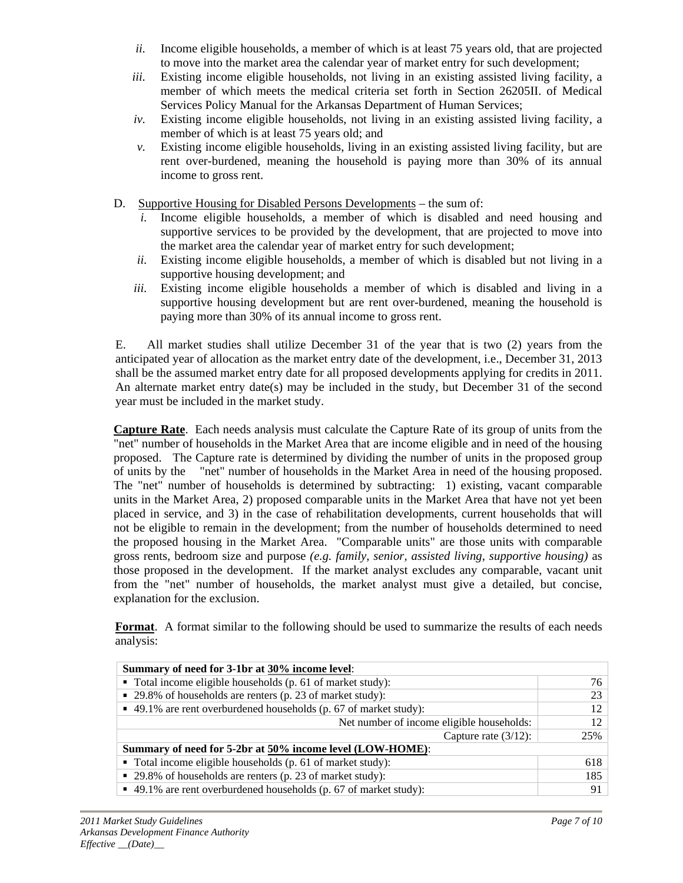*ii.* Income eligible households, a member of which is at least 75 years old, that are projected to move into the market area the calendar year of market entry for such development;

*iii.* Existing income eligible households, not living in an existing assisted living facility, a member of which meets the medical criteria set forth in Section 26205II. of Medical Services Policy Manual for the Arkansas Department of Human Services;

*iv.* Existing income eligible households, not living in an existing assisted living facility, a member of which is at least 75 years old; and

*v.* Existing income eligible households, living in an existing assisted living facility, but are rent over-burdened, meaning the household is paying more than 30% of its annual income to gross rent.

D. Supportive Housing for Disabled Persons Developments – the sum of:

*i.* Income eligible households, a member of which is disabled and need housing and supportive services to be provided by the development, that are projected to move into the market area the calendar year of market entry for such development;

*ii.* Existing income eligible households, a member of which is disabled but not living in a supportive housing development; and

*iii.* Existing income eligible households a member of which is disabled and living in a supportive housing development but are rent over-burdened, meaning the household is paying more than 30% of its annual income to gross rent.

E. All market studies shall utilize December 31 of the year that is two (2) years from the anticipated year of allocation as the market entry date of the development, i.e., December 31, 2013 shall be the assumed market entry date for all proposed developments applying for credits in 2011. An alternate market entry date(s) may be included in the study, but December 31 of the second year must be included in the market study.

**Capture Rate**. Each needs analysis must calculate the Capture Rate of its group of units from the "net" number of households in the Market Area that are income eligible and in need of the housing proposed. The Capture rate is determined by dividing the number of units in the proposed group of units by the "net" number of households in the Market Area in need of the housing proposed. The "net" number of households is determined by subtracting: 1) existing, vacant comparable units in the Market Area, 2) proposed comparable units in the Market Area that have not yet been placed in service, and 3) in the case of rehabilitation developments, current households that will not be eligible to remain in the development; from the number of households determined to need the proposed housing in the Market Area. "Comparable units" are those units with comparable gross rents, bedroom size and purpose *(e.g. family, senior, assisted living, supportive housing)* as those proposed in the development. If the market analyst excludes any comparable, vacant unit from the "net" number of households, the market analyst must give a detailed, but concise, explanation for the exclusion.

**Format**. A format similar to the following should be used to summarize the results of each needs analysis:

| **Summary of need for 3-1br at 30% income level**: | |
|---|---|
| ▪ Total income eligible households (p. 61 of market study): | 76 |
| ▪ 29.8% of households are renters (p. 23 of market study): | 23 |
| ▪ 49.1% are rent overburdened households (p. 67 of market study): | 12 |
| Net number of income eligible households: | 12 |
| Capture rate (3/12): | 25% |
| **Summary of need for 5-2br at 50% income level (LOW-HOME)**: | |
| ▪ Total income eligible households (p. 61 of market study): | 618 |
| ▪ 29.8% of households are renters (p. 23 of market study): | 185 |
| ▪ 49.1% are rent overburdened households (p. 67 of market study): | 91 |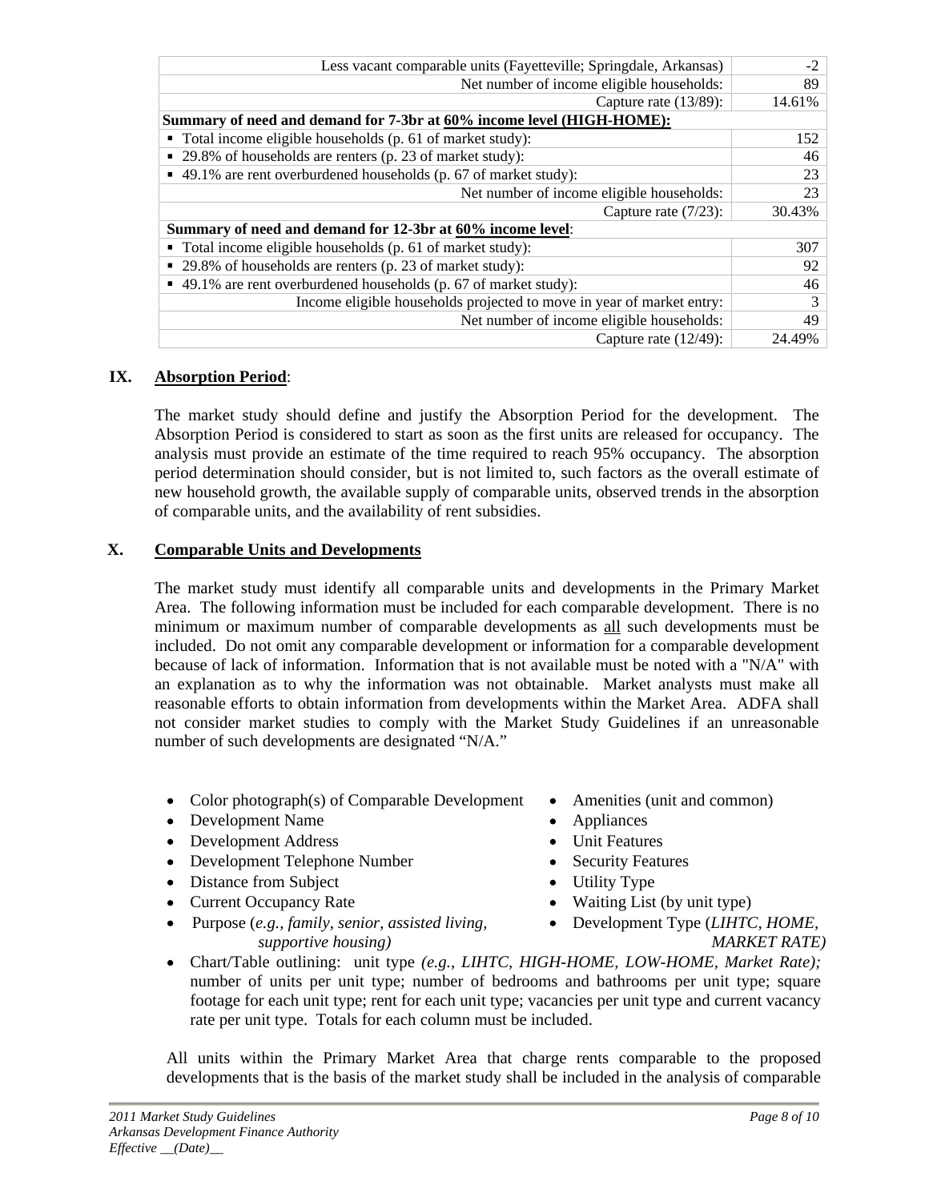| | |
|---|---|
| Less vacant comparable units (Fayetteville; Springdale, Arkansas) | -2 |
| Net number of income eligible households: | 89 |
| Capture rate (13/89): | 14.61% |
| **Summary of need and demand for 7-3br at 60% income level (HIGH-HOME):** | |
| ▪ Total income eligible households (p. 61 of market study): | 152 |
| ▪ 29.8% of households are renters (p. 23 of market study): | 46 |
| ▪ 49.1% are rent overburdened households (p. 67 of market study): | 23 |
| Net number of income eligible households: | 23 |
| Capture rate (7/23): | 30.43% |
| **Summary of need and demand for 12-3br at 60% income level:** | |
| ▪ Total income eligible households (p. 61 of market study): | 307 |
| ▪ 29.8% of households are renters (p. 23 of market study): | 92 |
| ▪ 49.1% are rent overburdened households (p. 67 of market study): | 46 |
| Income eligible households projected to move in year of market entry: | 3 |
| Net number of income eligible households: | 49 |
| Capture rate (12/49): | 24.49% |

## IX. Absorption Period:

The market study should define and justify the Absorption Period for the development. The Absorption Period is considered to start as soon as the first units are released for occupancy. The analysis must provide an estimate of the time required to reach 95% occupancy. The absorption period determination should consider, but is not limited to, such factors as the overall estimate of new household growth, the available supply of comparable units, observed trends in the absorption of comparable units, and the availability of rent subsidies.

## X. Comparable Units and Developments

The market study must identify all comparable units and developments in the Primary Market Area. The following information must be included for each comparable development. There is no minimum or maximum number of comparable developments as all such developments must be included. Do not omit any comparable development or information for a comparable development because of lack of information. Information that is not available must be noted with a "N/A" with an explanation as to why the information was not obtainable. Market analysts must make all reasonable efforts to obtain information from developments within the Market Area. ADFA shall not consider market studies to comply with the Market Study Guidelines if an unreasonable number of such developments are designated "N/A."

- Color photograph(s) of Comparable Development
- Development Name
- Development Address
- Development Telephone Number
- Distance from Subject
- Current Occupancy Rate
- Purpose (*e.g., family, senior, assisted living, supportive housing)*
- Amenities (unit and common)
- Appliances
- Unit Features
- Security Features
- Utility Type
- Waiting List (by unit type)
- Development Type (*LIHTC, HOME, MARKET RATE)*
- Chart/Table outlining: unit type *(e.g., LIHTC, HIGH-HOME, LOW-HOME, Market Rate);* number of units per unit type; number of bedrooms and bathrooms per unit type; square footage for each unit type; rent for each unit type; vacancies per unit type and current vacancy rate per unit type. Totals for each column must be included.

All units within the Primary Market Area that charge rents comparable to the proposed developments that is the basis of the market study shall be included in the analysis of comparable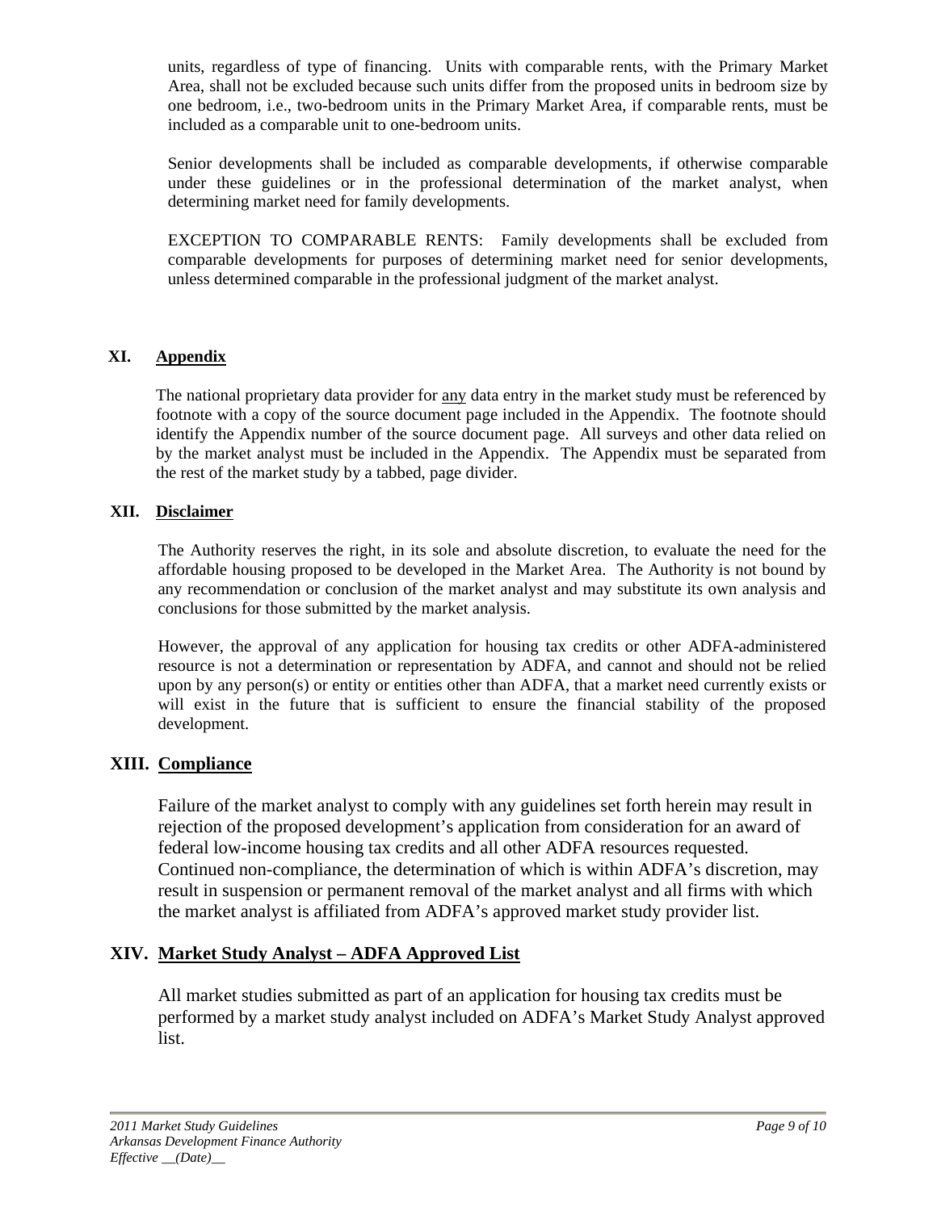units, regardless of type of financing. Units with comparable rents, with the Primary Market Area, shall not be excluded because such units differ from the proposed units in bedroom size by one bedroom, i.e., two-bedroom units in the Primary Market Area, if comparable rents, must be included as a comparable unit to one-bedroom units.

Senior developments shall be included as comparable developments, if otherwise comparable under these guidelines or in the professional determination of the market analyst, when determining market need for family developments.

EXCEPTION TO COMPARABLE RENTS: Family developments shall be excluded from comparable developments for purposes of determining market need for senior developments, unless determined comparable in the professional judgment of the market analyst.

## XI. Appendix

The national proprietary data provider for any data entry in the market study must be referenced by footnote with a copy of the source document page included in the Appendix. The footnote should identify the Appendix number of the source document page. All surveys and other data relied on by the market analyst must be included in the Appendix. The Appendix must be separated from the rest of the market study by a tabbed, page divider.

## XII. Disclaimer

The Authority reserves the right, in its sole and absolute discretion, to evaluate the need for the affordable housing proposed to be developed in the Market Area. The Authority is not bound by any recommendation or conclusion of the market analyst and may substitute its own analysis and conclusions for those submitted by the market analysis.

However, the approval of any application for housing tax credits or other ADFA-administered resource is not a determination or representation by ADFA, and cannot and should not be relied upon by any person(s) or entity or entities other than ADFA, that a market need currently exists or will exist in the future that is sufficient to ensure the financial stability of the proposed development.

## XIII. Compliance

Failure of the market analyst to comply with any guidelines set forth herein may result in rejection of the proposed development's application from consideration for an award of federal low-income housing tax credits and all other ADFA resources requested. Continued non-compliance, the determination of which is within ADFA's discretion, may result in suspension or permanent removal of the market analyst and all firms with which the market analyst is affiliated from ADFA's approved market study provider list.

## XIV. Market Study Analyst – ADFA Approved List

All market studies submitted as part of an application for housing tax credits must be performed by a market study analyst included on ADFA's Market Study Analyst approved list.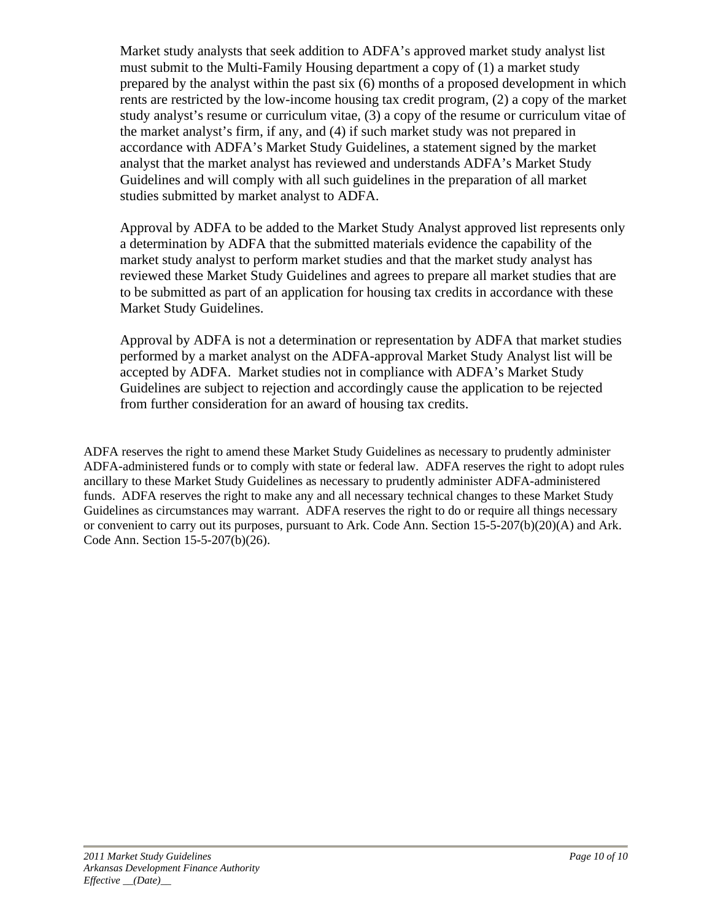Market study analysts that seek addition to ADFA's approved market study analyst list must submit to the Multi-Family Housing department a copy of (1) a market study prepared by the analyst within the past six (6) months of a proposed development in which rents are restricted by the low-income housing tax credit program, (2) a copy of the market study analyst's resume or curriculum vitae, (3) a copy of the resume or curriculum vitae of the market analyst's firm, if any, and (4) if such market study was not prepared in accordance with ADFA's Market Study Guidelines, a statement signed by the market analyst that the market analyst has reviewed and understands ADFA's Market Study Guidelines and will comply with all such guidelines in the preparation of all market studies submitted by market analyst to ADFA.

Approval by ADFA to be added to the Market Study Analyst approved list represents only a determination by ADFA that the submitted materials evidence the capability of the market study analyst to perform market studies and that the market study analyst has reviewed these Market Study Guidelines and agrees to prepare all market studies that are to be submitted as part of an application for housing tax credits in accordance with these Market Study Guidelines.

Approval by ADFA is not a determination or representation by ADFA that market studies performed by a market analyst on the ADFA-approval Market Study Analyst list will be accepted by ADFA. Market studies not in compliance with ADFA's Market Study Guidelines are subject to rejection and accordingly cause the application to be rejected from further consideration for an award of housing tax credits.

ADFA reserves the right to amend these Market Study Guidelines as necessary to prudently administer ADFA-administered funds or to comply with state or federal law. ADFA reserves the right to adopt rules ancillary to these Market Study Guidelines as necessary to prudently administer ADFA-administered funds. ADFA reserves the right to make any and all necessary technical changes to these Market Study Guidelines as circumstances may warrant. ADFA reserves the right to do or require all things necessary or convenient to carry out its purposes, pursuant to Ark. Code Ann. Section 15-5-207(b)(20)(A) and Ark. Code Ann. Section 15-5-207(b)(26).